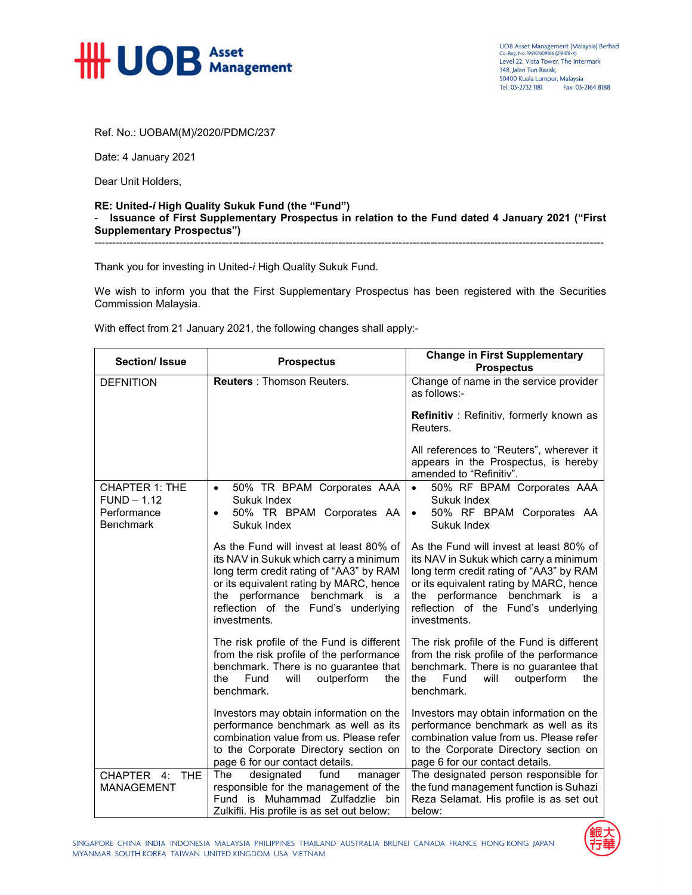UOB Asset Management (Malaysia) Berhad
Co. Reg. No. 199101009166 (219478-X)
Level 22, Vista Tower, The Intermark
348, Jalan Tun Razak,
50400 Kuala Lumpur, Malaysia
Tel: 03-2732 1181 Fax: 03-2164 8188

Ref. No.: UOBAM(M)/2020/PDMC/237

Date: 4 January 2021

Dear Unit Holders,

**RE: United-*i* High Quality Sukuk Fund (the "Fund")**
**- Issuance of First Supplementary Prospectus in relation to the Fund dated 4 January 2021 ("First Supplementary Prospectus")**

---

Thank you for investing in United-*i* High Quality Sukuk Fund.

We wish to inform you that the First Supplementary Prospectus has been registered with the Securities Commission Malaysia.

With effect from 21 January 2021, the following changes shall apply:-

| Section/ Issue | Prospectus | Change in First Supplementary Prospectus |
|---|---|---|
| DEFNITION | **Reuters** : Thomson Reuters. | Change of name in the service provider as follows:-<br><br>**Refinitiv** : Refinitiv, formerly known as Reuters.<br><br>All references to "Reuters", wherever it appears in the Prospectus, is hereby amended to "Refinitiv". |
| CHAPTER 1: THE FUND – 1.12 Performance Benchmark | • 50% TR BPAM Corporates AAA Sukuk Index<br>• 50% TR BPAM Corporates AA Sukuk Index<br><br>As the Fund will invest at least 80% of its NAV in Sukuk which carry a minimum long term credit rating of "AA3" by RAM or its equivalent rating by MARC, hence the performance benchmark is a reflection of the Fund's underlying investments.<br><br>The risk profile of the Fund is different from the risk profile of the performance benchmark. There is no guarantee that the Fund will outperform the benchmark.<br><br>Investors may obtain information on the performance benchmark as well as its combination value from us. Please refer to the Corporate Directory section on page 6 for our contact details. | • 50% RF BPAM Corporates AAA Sukuk Index<br>• 50% RF BPAM Corporates AA Sukuk Index<br><br>As the Fund will invest at least 80% of its NAV in Sukuk which carry a minimum long term credit rating of "AA3" by RAM or its equivalent rating by MARC, hence the performance benchmark is a reflection of the Fund's underlying investments.<br><br>The risk profile of the Fund is different from the risk profile of the performance benchmark. There is no guarantee that the Fund will outperform the benchmark.<br><br>Investors may obtain information on the performance benchmark as well as its combination value from us. Please refer to the Corporate Directory section on page 6 for our contact details. |
| CHAPTER 4: THE MANAGEMENT | The designated fund manager responsible for the management of the Fund is Muhammad Zulfadzlie bin Zulkifli. His profile is as set out below: | The designated person responsible for the fund management function is Suhazi Reza Selamat. His profile is as set out below: |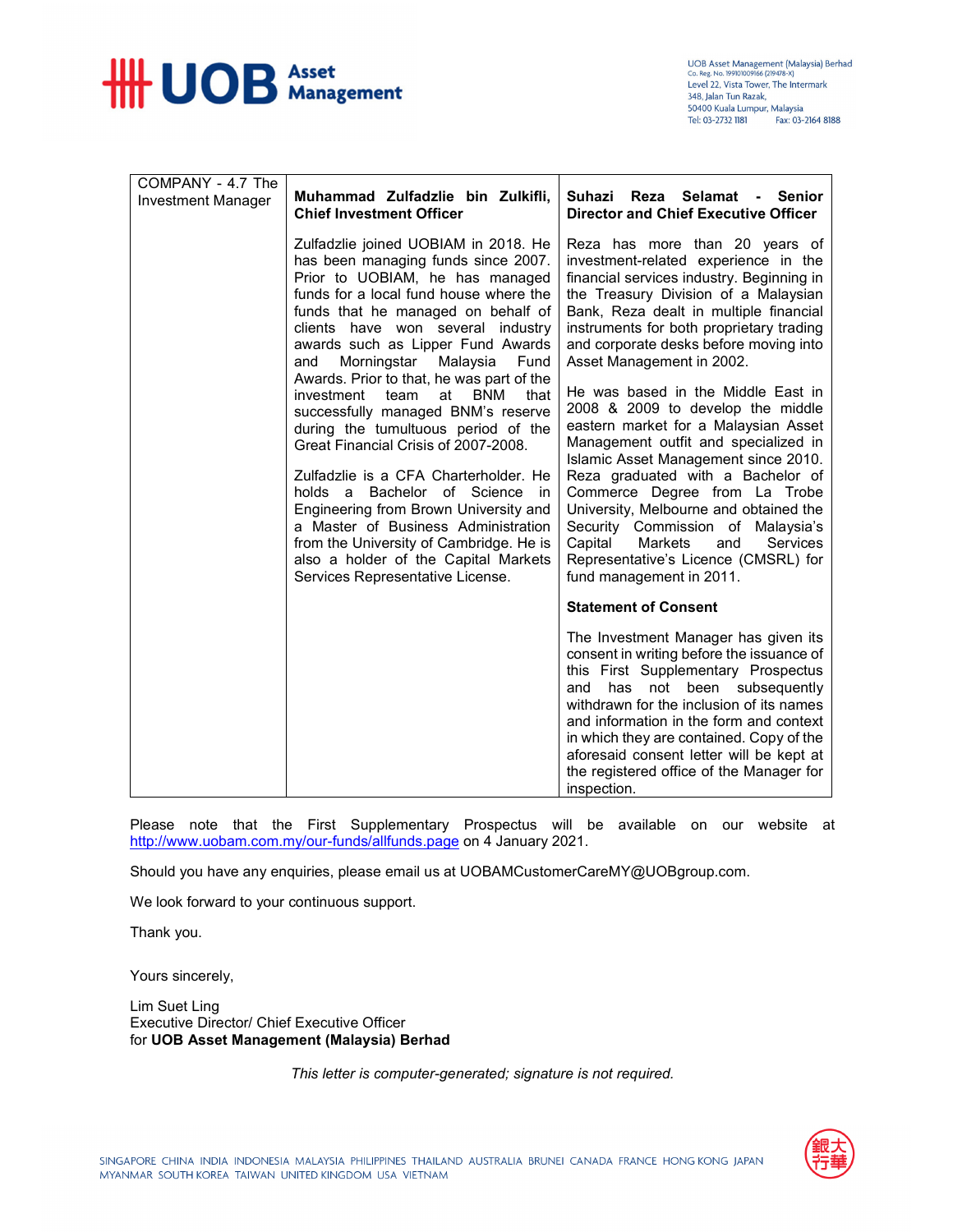| | | |
|---|---|---|
| COMPANY - 4.7 The Investment Manager | **Muhammad Zulfadzlie bin Zulkifli, Chief Investment Officer**<br><br>Zulfadzlie joined UOBIAM in 2018. He has been managing funds since 2007. Prior to UOBIAM, he has managed funds for a local fund house where the funds that he managed on behalf of clients have won several industry awards such as Lipper Fund Awards and Morningstar Malaysia Fund Awards. Prior to that, he was part of the investment team at BNM that successfully managed BNM's reserve during the tumultuous period of the Great Financial Crisis of 2007-2008.<br><br>Zulfadzlie is a CFA Charterholder. He holds a Bachelor of Science in Engineering from Brown University and a Master of Business Administration from the University of Cambridge. He is also a holder of the Capital Markets Services Representative License. | **Suhazi Reza Selamat - Senior Director and Chief Executive Officer**<br><br>Reza has more than 20 years of investment-related experience in the financial services industry. Beginning in the Treasury Division of a Malaysian Bank, Reza dealt in multiple financial instruments for both proprietary trading and corporate desks before moving into Asset Management in 2002.<br><br>He was based in the Middle East in 2008 & 2009 to develop the middle eastern market for a Malaysian Asset Management outfit and specialized in Islamic Asset Management since 2010. Reza graduated with a Bachelor of Commerce Degree from La Trobe University, Melbourne and obtained the Security Commission of Malaysia's Capital Markets and Services Representative's Licence (CMSRL) for fund management in 2011.<br><br>**Statement of Consent**<br><br>The Investment Manager has given its consent in writing before the issuance of this First Supplementary Prospectus and has not been subsequently withdrawn for the inclusion of its names and information in the form and context in which they are contained. Copy of the aforesaid consent letter will be kept at the registered office of the Manager for inspection. |

Please note that the First Supplementary Prospectus will be available on our website at http://www.uobam.com.my/our-funds/allfunds.page on 4 January 2021.

Should you have any enquiries, please email us at UOBAMCustomerCareMY@UOBgroup.com.

We look forward to your continuous support.

Thank you.

Yours sincerely,

Lim Suet Ling
Executive Director/ Chief Executive Officer
for **UOB Asset Management (Malaysia) Berhad**

*This letter is computer-generated; signature is not required.*